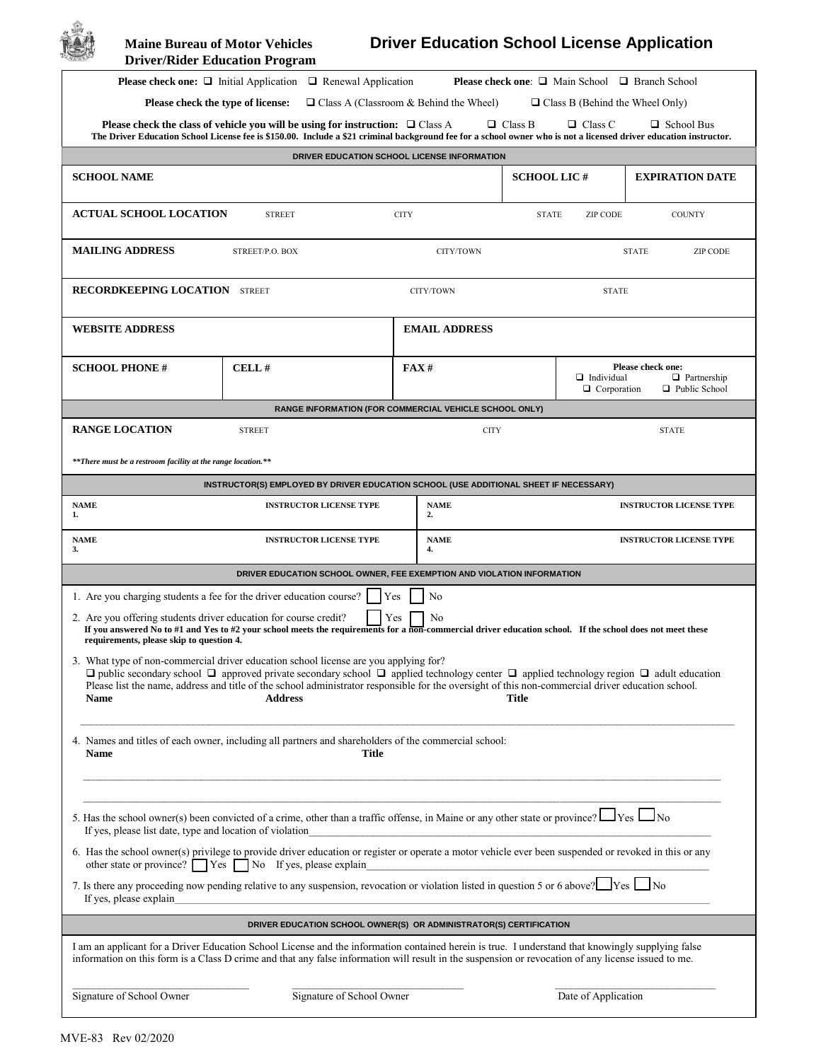**Maine Bureau of Motor Vehicles**
**Driver/Rider Education Program**

# Driver Education School License Application

**Please check one:** ❑ Initial Application ❑ Renewal Application **Please check one**: ❑ Main School ❑ Branch School

**Please check the type of license:** ❑ Class A (Classroom & Behind the Wheel) ❑ Class B (Behind the Wheel Only)

**Please check the class of vehicle you will be using for instruction:** ❑ Class A ❑ Class B ❑ Class C ❑ School Bus

**The Driver Education School License fee is $150.00. Include a $21 criminal background fee for a school owner who is not a licensed driver education instructor.**

## DRIVER EDUCATION SCHOOL LICENSE INFORMATION

| SCHOOL NAME | | SCHOOL LIC # | EXPIRATION DATE |
|---|---|---|---|

**ACTUAL SCHOOL LOCATION** STREET CITY STATE ZIP CODE COUNTY

**MAILING ADDRESS** STREET/P.O. BOX CITY/TOWN STATE ZIP CODE

**RECORDKEEPING LOCATION** STREET CITY/TOWN STATE

| WEBSITE ADDRESS | EMAIL ADDRESS |
|---|---|

| SCHOOL PHONE # | CELL # | FAX # | Please check one: ❑ Individual ❑ Partnership ❑ Corporation ❑ Public School |
|---|---|---|---|

## RANGE INFORMATION (FOR COMMERCIAL VEHICLE SCHOOL ONLY)

**RANGE LOCATION** STREET CITY STATE

***There must be a restroom facility at the range location.***

## INSTRUCTOR(S) EMPLOYED BY DRIVER EDUCATION SCHOOL (USE ADDITIONAL SHEET IF NECESSARY)

| NAME | INSTRUCTOR LICENSE TYPE | NAME | INSTRUCTOR LICENSE TYPE |
|---|---|---|---|
| 1. | | 2. | |
| 3. | | 4. | |

## DRIVER EDUCATION SCHOOL OWNER, FEE EXEMPTION AND VIOLATION INFORMATION

1. Are you charging students a fee for the driver education course? ☐ Yes ☐ No
2. Are you offering students driver education for course credit? ☐ Yes ☐ No

**If you answered No to #1 and Yes to #2 your school meets the requirements for a non-commercial driver education school. If the school does not meet these requirements, please skip to question 4.**

3. What type of non-commercial driver education school license are you applying for?
   ❑ public secondary school ❑ approved private secondary school ❑ applied technology center ❑ applied technology region ❑ adult education
   Please list the name, address and title of the school administrator responsible for the oversight of this non-commercial driver education school.
   **Name** **Address** **Title**
   ______________________________________________________________________

4. Names and titles of each owner, including all partners and shareholders of the commercial school:
   **Name** **Title**
   ______________________________________________________________________
   ______________________________________________________________________

5. Has the school owner(s) been convicted of a crime, other than a traffic offense, in Maine or any other state or province? ☐ Yes ☐ No
   If yes, please list date, type and location of violation______________________________

6. Has the school owner(s) privilege to provide driver education or register or operate a motor vehicle ever been suspended or revoked in this or any other state or province? ☐ Yes ☐ No If yes, please explain______________________________

7. Is there any proceeding now pending relative to any suspension, revocation or violation listed in question 5 or 6 above? ☐ Yes ☐ No
   If yes, please explain______________________________

## DRIVER EDUCATION SCHOOL OWNER(S) OR ADMINISTRATOR(S) CERTIFICATION

I am an applicant for a Driver Education School License and the information contained herein is true. I understand that knowingly supplying false information on this form is a Class D crime and that any false information will result in the suspension or revocation of any license issued to me.

______________________ ______________________ ______________________
Signature of School Owner Signature of School Owner Date of Application

MVE-83 Rev 02/2020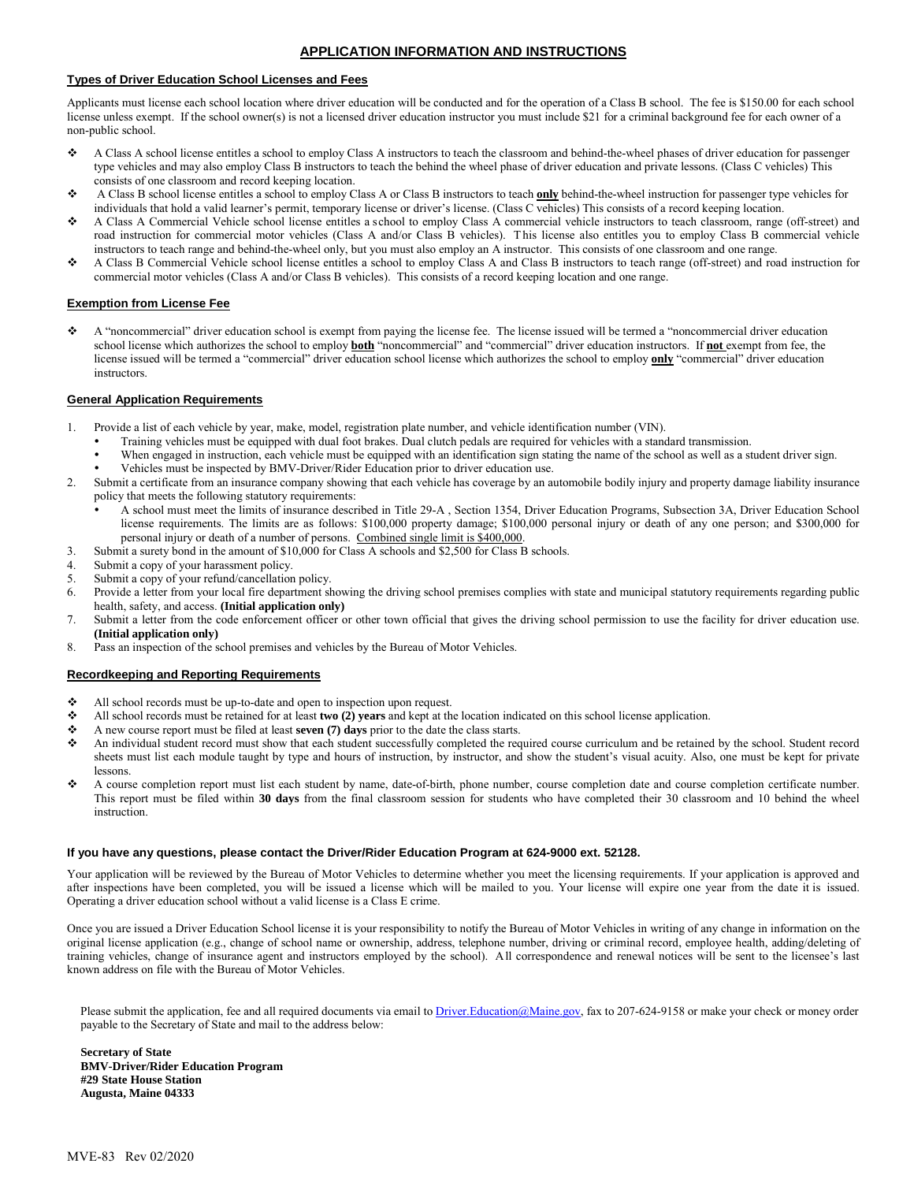# APPLICATION INFORMATION AND INSTRUCTIONS

## Types of Driver Education School Licenses and Fees

Applicants must license each school location where driver education will be conducted and for the operation of a Class B school. The fee is $150.00 for each school license unless exempt. If the school owner(s) is not a licensed driver education instructor you must include $21 for a criminal background fee for each owner of a non-public school.

- A Class A school license entitles a school to employ Class A instructors to teach the classroom and behind-the-wheel phases of driver education for passenger type vehicles and may also employ Class B instructors to teach the behind the wheel phase of driver education and private lessons. (Class C vehicles) This consists of one classroom and record keeping location.
- A Class B school license entitles a school to employ Class A or Class B instructors to teach **only** behind-the-wheel instruction for passenger type vehicles for individuals that hold a valid learner's permit, temporary license or driver's license. (Class C vehicles) This consists of a record keeping location.
- A Class A Commercial Vehicle school license entitles a school to employ Class A commercial vehicle instructors to teach classroom, range (off-street) and road instruction for commercial motor vehicles (Class A and/or Class B vehicles). This license also entitles you to employ Class B commercial vehicle instructors to teach range and behind-the-wheel only, but you must also employ an A instructor. This consists of one classroom and one range.
- A Class B Commercial Vehicle school license entitles a school to employ Class A and Class B instructors to teach range (off-street) and road instruction for commercial motor vehicles (Class A and/or Class B vehicles). This consists of a record keeping location and one range.

## Exemption from License Fee

- A "noncommercial" driver education school is exempt from paying the license fee. The license issued will be termed a "noncommercial driver education school license which authorizes the school to employ **both** "noncommercial" and "commercial" driver education instructors. If **not** exempt from fee, the license issued will be termed a "commercial" driver education school license which authorizes the school to employ **only** "commercial" driver education instructors.

## General Application Requirements

1. Provide a list of each vehicle by year, make, model, registration plate number, and vehicle identification number (VIN).
   - Training vehicles must be equipped with dual foot brakes. Dual clutch pedals are required for vehicles with a standard transmission.
   - When engaged in instruction, each vehicle must be equipped with an identification sign stating the name of the school as well as a student driver sign.
   - Vehicles must be inspected by BMV-Driver/Rider Education prior to driver education use.
2. Submit a certificate from an insurance company showing that each vehicle has coverage by an automobile bodily injury and property damage liability insurance policy that meets the following statutory requirements:
   - A school must meet the limits of insurance described in Title 29-A , Section 1354, Driver Education Programs, Subsection 3A, Driver Education School license requirements. The limits are as follows: $100,000 property damage; $100,000 personal injury or death of any one person; and $300,000 for personal injury or death of a number of persons. Combined single limit is $400,000.
3. Submit a surety bond in the amount of $10,000 for Class A schools and $2,500 for Class B schools.
4. Submit a copy of your harassment policy.
5. Submit a copy of your refund/cancellation policy.
6. Provide a letter from your local fire department showing the driving school premises complies with state and municipal statutory requirements regarding public health, safety, and access. **(Initial application only)**
7. Submit a letter from the code enforcement officer or other town official that gives the driving school permission to use the facility for driver education use. **(Initial application only)**
8. Pass an inspection of the school premises and vehicles by the Bureau of Motor Vehicles.

## Recordkeeping and Reporting Requirements

- All school records must be up-to-date and open to inspection upon request.
- All school records must be retained for at least **two (2) years** and kept at the location indicated on this school license application.
- A new course report must be filed at least **seven (7) days** prior to the date the class starts.
- An individual student record must show that each student successfully completed the required course curriculum and be retained by the school. Student record sheets must list each module taught by type and hours of instruction, by instructor, and show the student's visual acuity. Also, one must be kept for private lessons.
- A course completion report must list each student by name, date-of-birth, phone number, course completion date and course completion certificate number. This report must be filed within **30 days** from the final classroom session for students who have completed their 30 classroom and 10 behind the wheel instruction.

**If you have any questions, please contact the Driver/Rider Education Program at 624-9000 ext. 52128.**

Your application will be reviewed by the Bureau of Motor Vehicles to determine whether you meet the licensing requirements. If your application is approved and after inspections have been completed, you will be issued a license which will be mailed to you. Your license will expire one year from the date it is issued. Operating a driver education school without a valid license is a Class E crime.

Once you are issued a Driver Education School license it is your responsibility to notify the Bureau of Motor Vehicles in writing of any change in information on the original license application (e.g., change of school name or ownership, address, telephone number, driving or criminal record, employee health, adding/deleting of training vehicles, change of insurance agent and instructors employed by the school). All correspondence and renewal notices will be sent to the licensee's last known address on file with the Bureau of Motor Vehicles.

Please submit the application, fee and all required documents via email to Driver.Education@Maine.gov, fax to 207-624-9158 or make your check or money order payable to the Secretary of State and mail to the address below:

**Secretary of State**
**BMV-Driver/Rider Education Program**
**#29 State House Station**
**Augusta, Maine 04333**

MVE-83 Rev 02/2020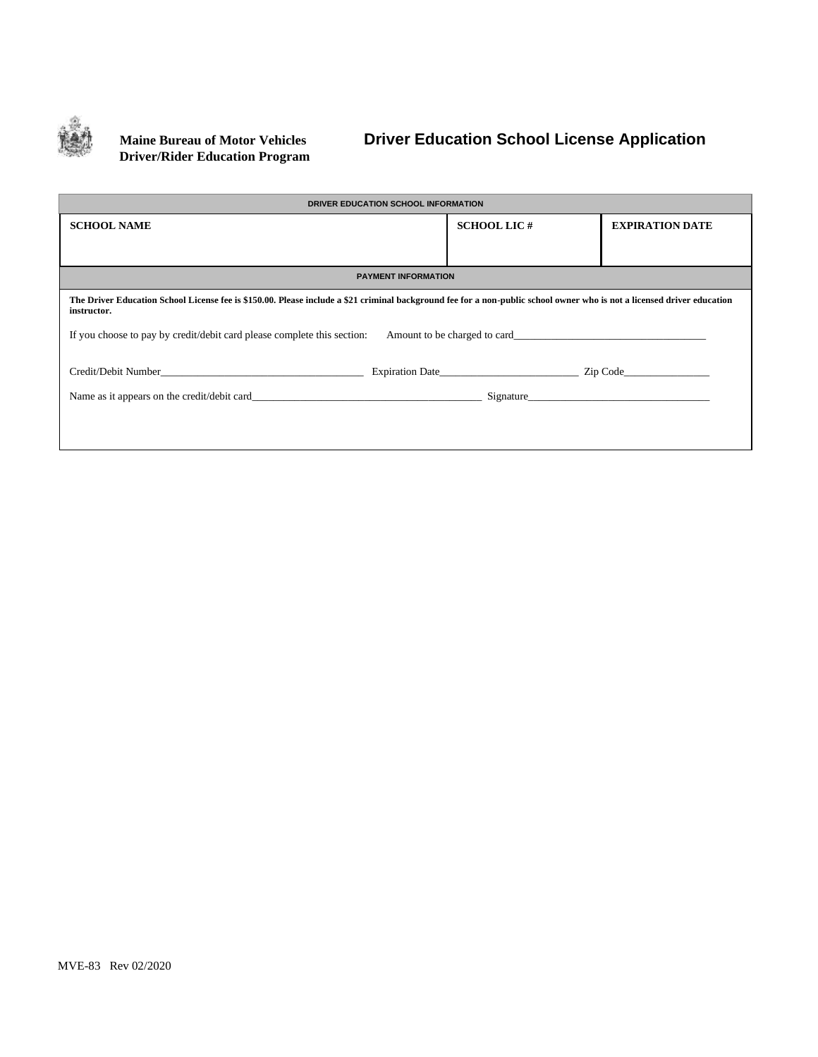**Maine Bureau of Motor Vehicles**
**Driver/Rider Education Program**

# Driver Education School License Application

| DRIVER EDUCATION SCHOOL INFORMATION | | |
|---|---|---|
| **SCHOOL NAME** | **SCHOOL LIC #** | **EXPIRATION DATE** |
| | | |

**PAYMENT INFORMATION**

**The Driver Education School License fee is $150.00. Please include a $21 criminal background fee for a non-public school owner who is not a licensed driver education instructor.**

If you choose to pay by credit/debit card please complete this section: Amount to be charged to card____________________________________

Credit/Debit Number______________________________________ Expiration Date__________________________ Zip Code________________

Name as it appears on the credit/debit card___________________________________________ Signature__________________________________

MVE-83 Rev 02/2020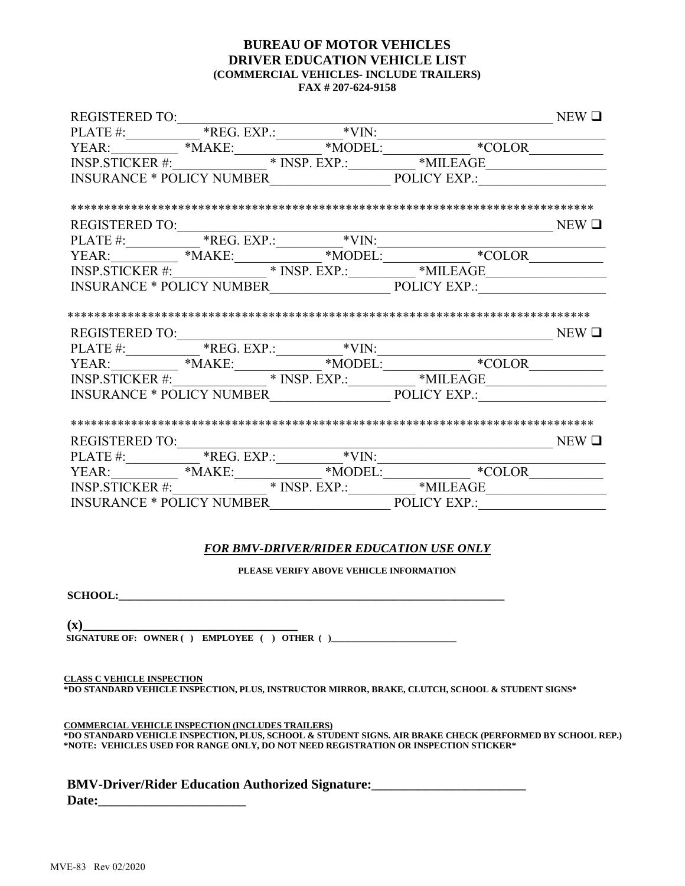# BUREAU OF MOTOR VEHICLES
## DRIVER EDUCATION VEHICLE LIST
### (COMMERCIAL VEHICLES- INCLUDE TRAILERS)
**FAX # 207-624-9158**

REGISTERED TO:_______________________________________________________ NEW ☐
PLATE #:__________ *REG. EXP.:_________ *VIN:_____________________________
YEAR:_________ *MAKE:____________ *MODEL:____________ *COLOR__________
INSP.STICKER #:____________ * INSP. EXP.:_________ *MILEAGE_______________
INSURANCE * POLICY NUMBER________________ POLICY EXP.:_________________

******************************************************************************

REGISTERED TO:_______________________________________________________ NEW ☐
PLATE #:__________ *REG. EXP.:_________ *VIN:_____________________________
YEAR:_________ *MAKE:____________ *MODEL:____________ *COLOR__________
INSP.STICKER #:____________ * INSP. EXP.:_________ *MILEAGE_______________
INSURANCE * POLICY NUMBER________________ POLICY EXP.:_________________

******************************************************************************

REGISTERED TO:_______________________________________________________ NEW ☐
PLATE #:__________ *REG. EXP.:_________ *VIN:_____________________________
YEAR:_________ *MAKE:____________ *MODEL:____________ *COLOR__________
INSP.STICKER #:____________ * INSP. EXP.:_________ *MILEAGE_______________
INSURANCE * POLICY NUMBER________________ POLICY EXP.:_________________

******************************************************************************

REGISTERED TO:_______________________________________________________ NEW ☐
PLATE #:__________ *REG. EXP.:_________ *VIN:_____________________________
YEAR:_________ *MAKE:____________ *MODEL:____________ *COLOR__________
INSP.STICKER #:____________ * INSP. EXP.:_________ *MILEAGE_______________
INSURANCE * POLICY NUMBER________________ POLICY EXP.:_________________

***FOR BMV-DRIVER/RIDER EDUCATION USE ONLY***

**PLEASE VERIFY ABOVE VEHICLE INFORMATION**

**SCHOOL:_________________________________________________________________**

**(x)__________________________________**
**SIGNATURE OF: OWNER ( ) EMPLOYEE ( ) OTHER ( )________________________**

**CLASS C VEHICLE INSPECTION**
**\*DO STANDARD VEHICLE INSPECTION, PLUS, INSTRUCTOR MIRROR, BRAKE, CLUTCH, SCHOOL & STUDENT SIGNS\***

**COMMERCIAL VEHICLE INSPECTION (INCLUDES TRAILERS)**
**\*DO STANDARD VEHICLE INSPECTION, PLUS, SCHOOL & STUDENT SIGNS. AIR BRAKE CHECK (PERFORMED BY SCHOOL REP.)**
**\*NOTE: VEHICLES USED FOR RANGE ONLY, DO NOT NEED REGISTRATION OR INSPECTION STICKER\***

**BMV-Driver/Rider Education Authorized Signature:______________________**
**Date:_____________________**

MVE-83 Rev 02/2020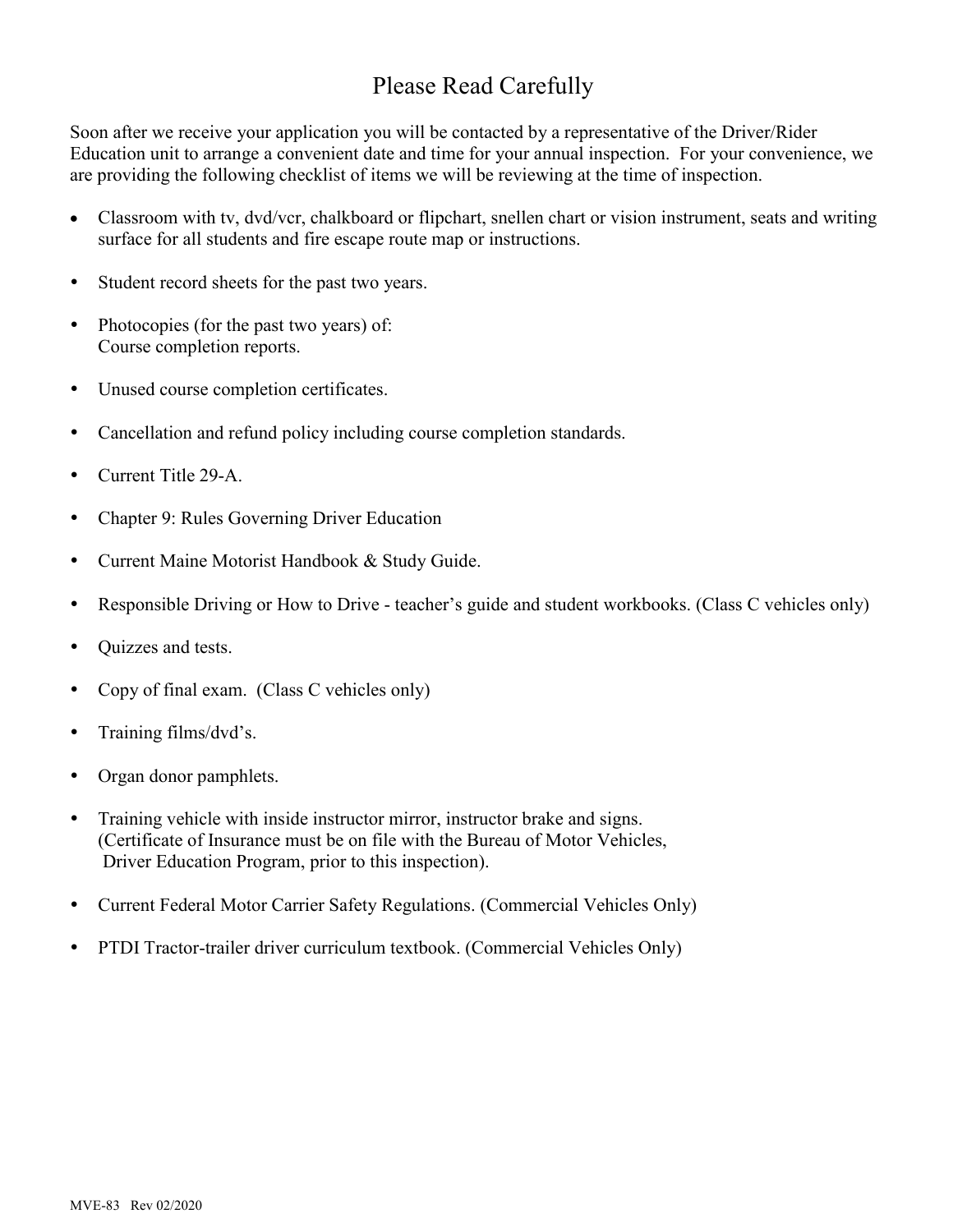# Please Read Carefully

Soon after we receive your application you will be contacted by a representative of the Driver/Rider Education unit to arrange a convenient date and time for your annual inspection. For your convenience, we are providing the following checklist of items we will be reviewing at the time of inspection.

- Classroom with tv, dvd/vcr, chalkboard or flipchart, snellen chart or vision instrument, seats and writing surface for all students and fire escape route map or instructions.
- Student record sheets for the past two years.
- Photocopies (for the past two years) of:
  Course completion reports.
- Unused course completion certificates.
- Cancellation and refund policy including course completion standards.
- Current Title 29-A.
- Chapter 9: Rules Governing Driver Education
- Current Maine Motorist Handbook & Study Guide.
- Responsible Driving or How to Drive - teacher's guide and student workbooks. (Class C vehicles only)
- Quizzes and tests.
- Copy of final exam. (Class C vehicles only)
- Training films/dvd's.
- Organ donor pamphlets.
- Training vehicle with inside instructor mirror, instructor brake and signs.
  (Certificate of Insurance must be on file with the Bureau of Motor Vehicles, Driver Education Program, prior to this inspection).
- Current Federal Motor Carrier Safety Regulations. (Commercial Vehicles Only)
- PTDI Tractor-trailer driver curriculum textbook. (Commercial Vehicles Only)

MVE-83 Rev 02/2020